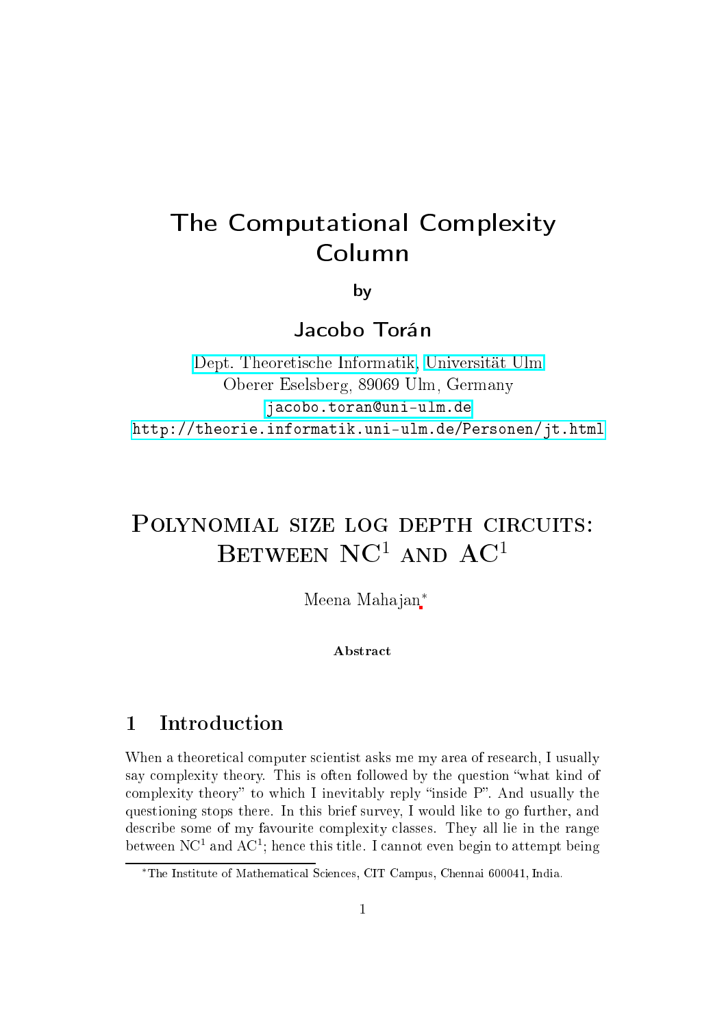# The Computational Complexity Column

by

Jacobo Torán

Dept. Theoretische Informatik, Universität Ulm
Oberer Eselsberg, 89069 Ulm, Germany
jacobo.toran@uni-ulm.de
http://theorie.informatik.uni-ulm.de/Personen/jt.html

## Polynomial size log depth circuits: Between $\mathrm{NC}^1$ and $\mathrm{AC}^1$

Meena Mahajan[*]

**Abstract**

## 1 Introduction

When a theoretical computer scientist asks me my area of research, I usually say complexity theory. This is often followed by the question "what kind of complexity theory" to which I inevitably reply "inside P". And usually the questioning stops there. In this brief survey, I would like to go further, and describe some of my favourite complexity classes. They all lie in the range between $\mathrm{NC}^1$ and $\mathrm{AC}^1$; hence this title. I cannot even begin to attempt being

[*] The Institute of Mathematical Sciences, CIT Campus, Chennai 600041, India.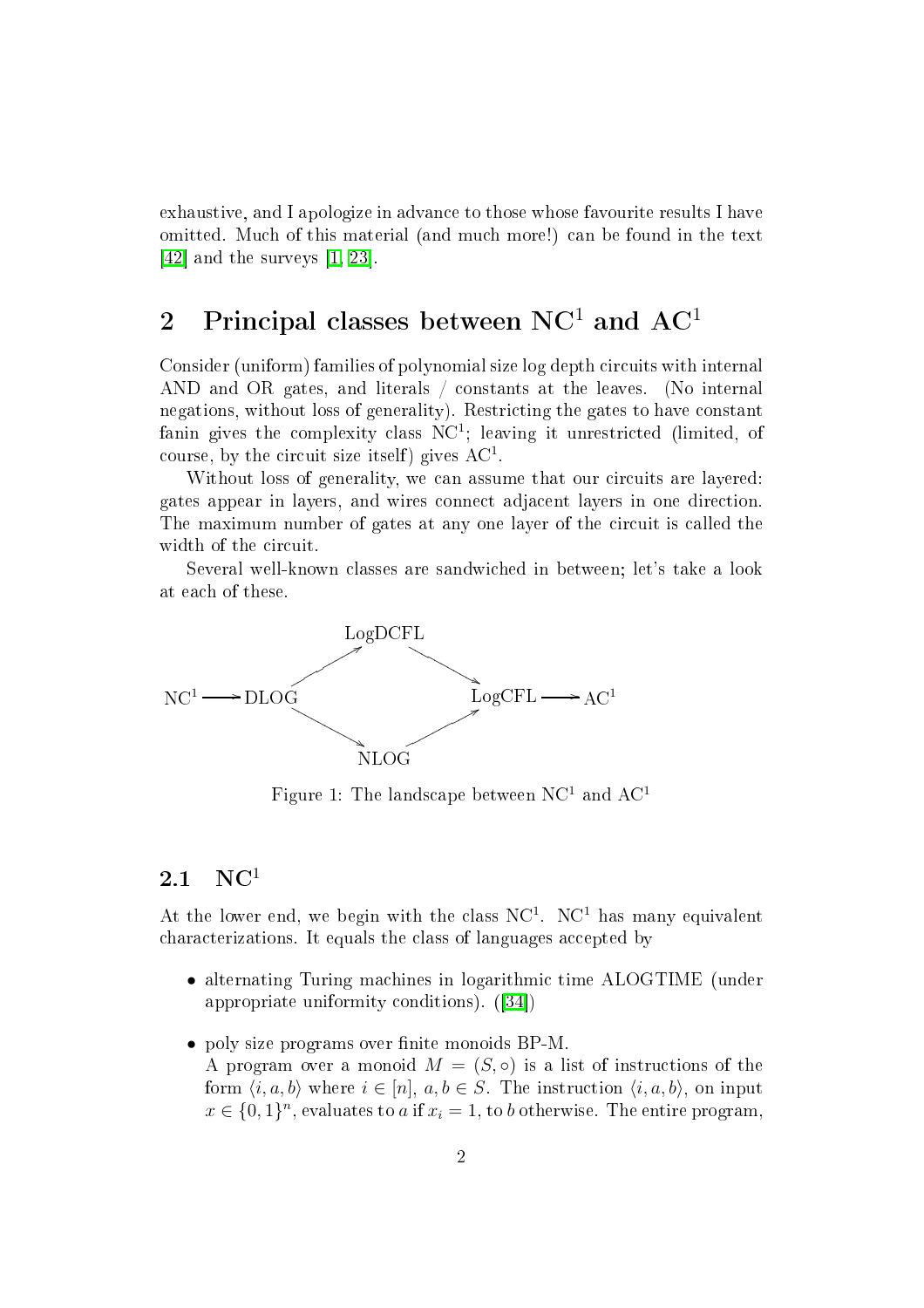exhaustive, and I apologize in advance to those whose favourite results I have omitted. Much of this material (and much more!) can be found in the text [42] and the surveys [1, 23].

## 2 Principal classes between $\mathrm{NC}^1$ and $\mathrm{AC}^1$

Consider (uniform) families of polynomial size log depth circuits with internal AND and OR gates, and literals / constants at the leaves. (No internal negations, without loss of generality). Restricting the gates to have constant fanin gives the complexity class $\mathrm{NC}^1$; leaving it unrestricted (limited, of course, by the circuit size itself) gives $\mathrm{AC}^1$.

Without loss of generality, we can assume that our circuits are layered: gates appear in layers, and wires connect adjacent layers in one direction. The maximum number of gates at any one layer of the circuit is called the width of the circuit.

Several well-known classes are sandwiched in between; let's take a look at each of these.

$$\mathrm{NC}^1 \longrightarrow \mathrm{DLOG} \nearrow \mathrm{LogDCFL} \searrow \mathrm{LogCFL} \longrightarrow \mathrm{AC}^1$$
$$\mathrm{DLOG} \searrow \mathrm{NLOG} \nearrow \mathrm{LogCFL}$$

Figure 1: The landscape between $\mathrm{NC}^1$ and $\mathrm{AC}^1$

### 2.1 $\mathrm{NC}^1$

At the lower end, we begin with the class $\mathrm{NC}^1$. $\mathrm{NC}^1$ has many equivalent characterizations. It equals the class of languages accepted by

- alternating Turing machines in logarithmic time ALOGTIME (under appropriate uniformity conditions). ([34])
- poly size programs over finite monoids BP-M.
  A program over a monoid $M = (S, \circ)$ is a list of instructions of the form $\langle i, a, b \rangle$ where $i \in [n]$, $a, b \in S$. The instruction $\langle i, a, b \rangle$, on input $x \in \{0,1\}^n$, evaluates to $a$ if $x_i = 1$, to $b$ otherwise. The entire program,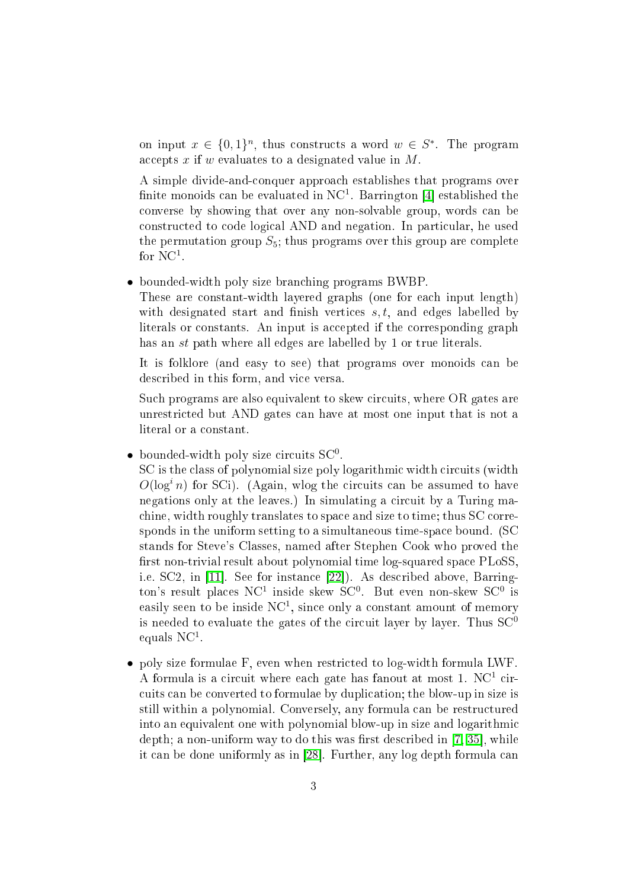on input $x \in \{0,1\}^n$, thus constructs a word $w \in S^*$. The program accepts $x$ if $w$ evaluates to a designated value in $M$.

A simple divide-and-conquer approach establishes that programs over finite monoids can be evaluated in $\mathrm{NC}^1$. Barrington [4] established the converse by showing that over any non-solvable group, words can be constructed to code logical AND and negation. In particular, he used the permutation group $S_5$; thus programs over this group are complete for $\mathrm{NC}^1$.

- bounded-width poly size branching programs BWBP.
  These are constant-width layered graphs (one for each input length) with designated start and finish vertices $s, t$, and edges labelled by literals or constants. An input is accepted if the corresponding graph has an $st$ path where all edges are labelled by 1 or true literals.

  It is folklore (and easy to see) that programs over monoids can be described in this form, and vice versa.

  Such programs are also equivalent to skew circuits, where OR gates are unrestricted but AND gates can have at most one input that is not a literal or a constant.

- bounded-width poly size circuits $\mathrm{SC}^0$.
  SC is the class of polynomial size poly logarithmic width circuits (width $O(\log^i n)$ for SCi). (Again, wlog the circuits can be assumed to have negations only at the leaves.) In simulating a circuit by a Turing machine, width roughly translates to space and size to time; thus SC corresponds in the uniform setting to a simultaneous time-space bound. (SC stands for Steve's Classes, named after Stephen Cook who proved the first non-trivial result about polynomial time log-squared space PLoSS, i.e. SC2, in [11]. See for instance [22]). As described above, Barrington's result places $\mathrm{NC}^1$ inside skew $\mathrm{SC}^0$. But even non-skew $\mathrm{SC}^0$ is easily seen to be inside $\mathrm{NC}^1$, since only a constant amount of memory is needed to evaluate the gates of the circuit layer by layer. Thus $\mathrm{SC}^0$ equals $\mathrm{NC}^1$.

- poly size formulae F, even when restricted to log-width formula LWF.
  A formula is a circuit where each gate has fanout at most 1. $\mathrm{NC}^1$ circuits can be converted to formulae by duplication; the blow-up in size is still within a polynomial. Conversely, any formula can be restructured into an equivalent one with polynomial blow-up in size and logarithmic depth; a non-uniform way to do this was first described in [7, 35], while it can be done uniformly as in [28]. Further, any log depth formula can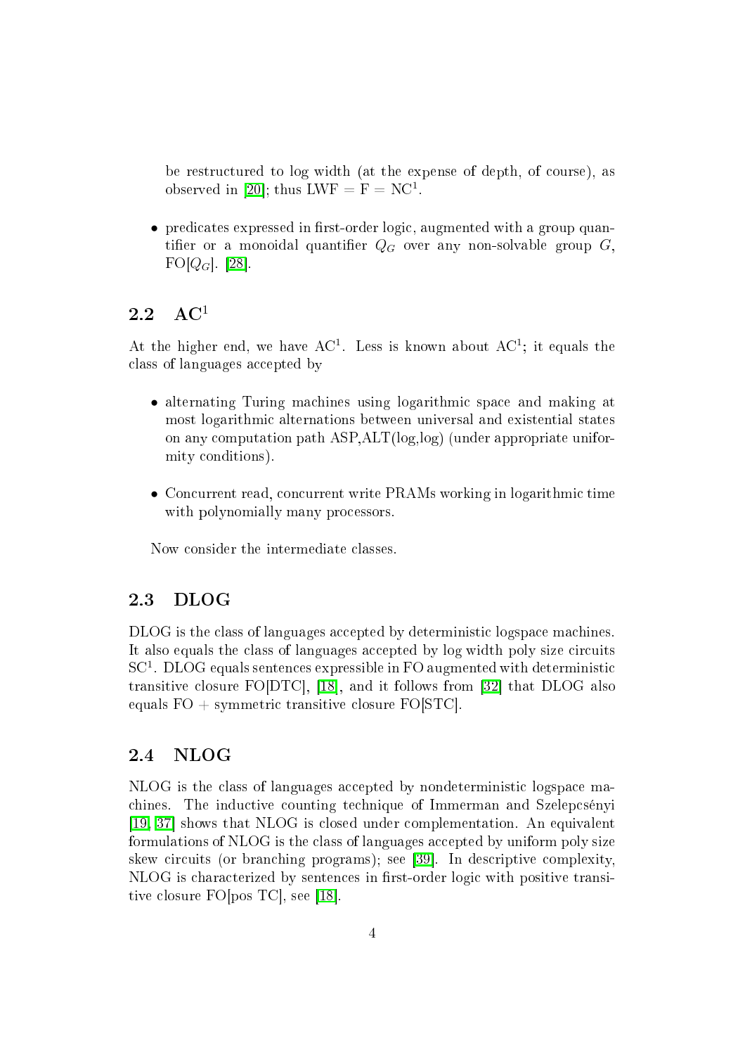be restructured to log width (at the expense of depth, of course), as observed in [20]; thus LWF = F = $\mathrm{NC}^1$.

- predicates expressed in first-order logic, augmented with a group quantifier or a monoidal quantifier $Q_G$ over any non-solvable group $G$, FO[$Q_G$]. [28].

## 2.2 $\mathrm{AC}^1$

At the higher end, we have $\mathrm{AC}^1$. Less is known about $\mathrm{AC}^1$; it equals the class of languages accepted by

- alternating Turing machines using logarithmic space and making at most logarithmic alternations between universal and existential states on any computation path ASP,ALT(log,log) (under appropriate uniformity conditions).

- Concurrent read, concurrent write PRAMs working in logarithmic time with polynomially many processors.

Now consider the intermediate classes.

## 2.3 DLOG

DLOG is the class of languages accepted by deterministic logspace machines. It also equals the class of languages accepted by log width poly size circuits $\mathrm{SC}^1$. DLOG equals sentences expressible in FO augmented with deterministic transitive closure FO[DTC], [18], and it follows from [32] that DLOG also equals FO + symmetric transitive closure FO[STC].

## 2.4 NLOG

NLOG is the class of languages accepted by nondeterministic logspace machines. The inductive counting technique of Immerman and Szelepcsényi [19, 37] shows that NLOG is closed under complementation. An equivalent formulations of NLOG is the class of languages accepted by uniform poly size skew circuits (or branching programs); see [39]. In descriptive complexity, NLOG is characterized by sentences in first-order logic with positive transitive closure FO[pos TC], see [18].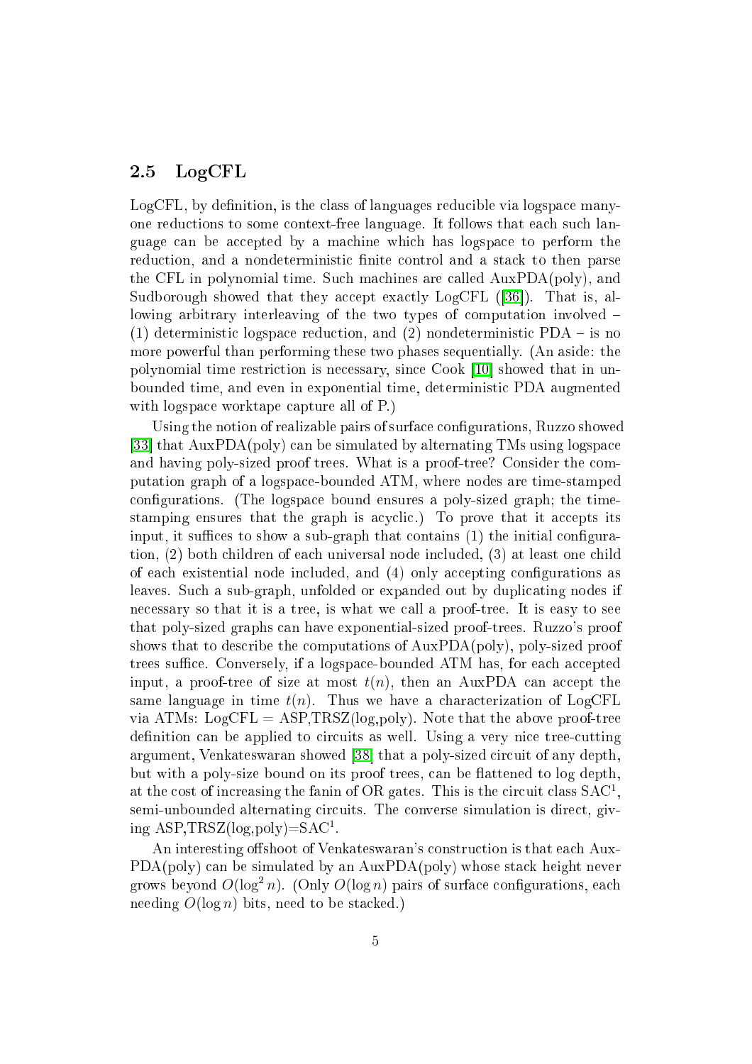## 2.5 LogCFL

LogCFL, by definition, is the class of languages reducible via logspace many-one reductions to some context-free language. It follows that each such language can be accepted by a machine which has logspace to perform the reduction, and a nondeterministic finite control and a stack to then parse the CFL in polynomial time. Such machines are called AuxPDA(poly), and Sudborough showed that they accept exactly LogCFL ([36]). That is, allowing arbitrary interleaving of the two types of computation involved – (1) deterministic logspace reduction, and (2) nondeterministic PDA – is no more powerful than performing these two phases sequentially. (An aside: the polynomial time restriction is necessary, since Cook [10] showed that in unbounded time, and even in exponential time, deterministic PDA augmented with logspace worktape capture all of P.)

Using the notion of realizable pairs of surface configurations, Ruzzo showed [33] that AuxPDA(poly) can be simulated by alternating TMs using logspace and having poly-sized proof trees. What is a proof-tree? Consider the computation graph of a logspace-bounded ATM, where nodes are time-stamped configurations. (The logspace bound ensures a poly-sized graph; the time-stamping ensures that the graph is acyclic.) To prove that it accepts its input, it suffices to show a sub-graph that contains (1) the initial configuration, (2) both children of each universal node included, (3) at least one child of each existential node included, and (4) only accepting configurations as leaves. Such a sub-graph, unfolded or expanded out by duplicating nodes if necessary so that it is a tree, is what we call a proof-tree. It is easy to see that poly-sized graphs can have exponential-sized proof-trees. Ruzzo's proof shows that to describe the computations of AuxPDA(poly), poly-sized proof trees suffice. Conversely, if a logspace-bounded ATM has, for each accepted input, a proof-tree of size at most $t(n)$, then an AuxPDA can accept the same language in time $t(n)$. Thus we have a characterization of LogCFL via ATMs: LogCFL = ASP,TRSZ(log,poly). Note that the above proof-tree definition can be applied to circuits as well. Using a very nice tree-cutting argument, Venkateswaran showed [38] that a poly-sized circuit of any depth, but with a poly-size bound on its proof trees, can be flattened to log depth, at the cost of increasing the fanin of OR gates. This is the circuit class $\mathrm{SAC}^1$, semi-unbounded alternating circuits. The converse simulation is direct, giving ASP,TRSZ(log,poly)=$\mathrm{SAC}^1$.

An interesting offshoot of Venkateswaran's construction is that each AuxPDA(poly) can be simulated by an AuxPDA(poly) whose stack height never grows beyond $O(\log^2 n)$. (Only $O(\log n)$ pairs of surface configurations, each needing $O(\log n)$ bits, need to be stacked.)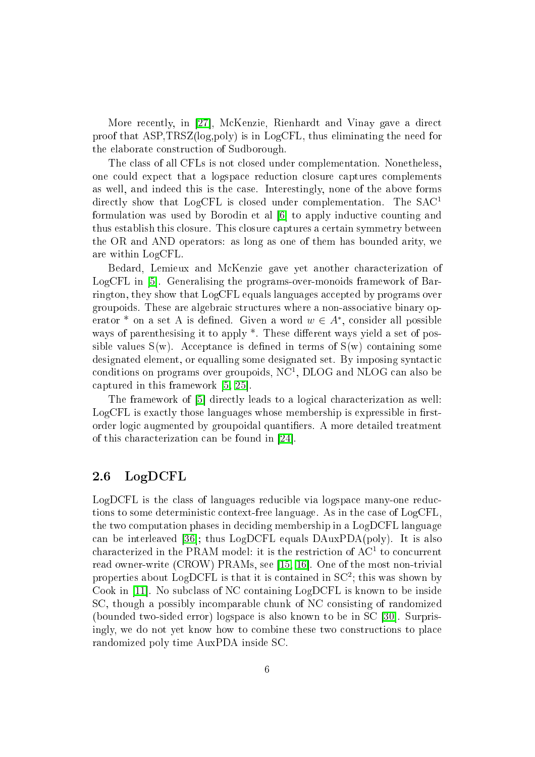More recently, in [27], McKenzie, Rienhardt and Vinay gave a direct proof that ASP,TRSZ(log,poly) is in LogCFL, thus eliminating the need for the elaborate construction of Sudborough.

The class of all CFLs is not closed under complementation. Nonetheless, one could expect that a logspace reduction closure captures complements as well, and indeed this is the case. Interestingly, none of the above forms directly show that LogCFL is closed under complementation. The $SAC^1$ formulation was used by Borodin et al [6] to apply inductive counting and thus establish this closure. This closure captures a certain symmetry between the OR and AND operators: as long as one of them has bounded arity, we are within LogCFL.

Bedard, Lemieux and McKenzie gave yet another characterization of LogCFL in [5]. Generalising the programs-over-monoids framework of Barrington, they show that LogCFL equals languages accepted by programs over groupoids. These are algebraic structures where a non-associative binary operator * on a set A is defined. Given a word $w \in A^*$, consider all possible ways of parenthesising it to apply *. These different ways yield a set of possible values S(w). Acceptance is defined in terms of S(w) containing some designated element, or equalling some designated set. By imposing syntactic conditions on programs over groupoids, $NC^1$, DLOG and NLOG can also be captured in this framework [5, 25].

The framework of [5] directly leads to a logical characterization as well: LogCFL is exactly those languages whose membership is expressible in first-order logic augmented by groupoidal quantifiers. A more detailed treatment of this characterization can be found in [24].

## 2.6 LogDCFL

LogDCFL is the class of languages reducible via logspace many-one reductions to some deterministic context-free language. As in the case of LogCFL, the two computation phases in deciding membership in a LogDCFL language can be interleaved [36]; thus LogDCFL equals DAuxPDA(poly). It is also characterized in the PRAM model: it is the restriction of $AC^1$ to concurrent read owner-write (CROW) PRAMs, see [15, 16]. One of the most non-trivial properties about LogDCFL is that it is contained in $SC^2$; this was shown by Cook in [11]. No subclass of NC containing LogDCFL is known to be inside SC, though a possibly incomparable chunk of NC consisting of randomized (bounded two-sided error) logspace is also known to be in SC [30]. Surprisingly, we do not yet know how to combine these two constructions to place randomized poly time AuxPDA inside SC.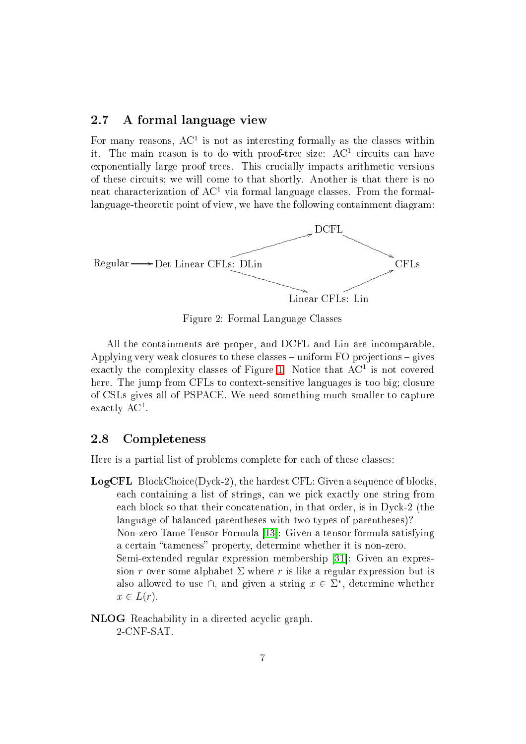## 2.7 A formal language view

For many reasons, $\mathrm{AC}^1$ is not as interesting formally as the classes within it. The main reason is to do with proof-tree size: $\mathrm{AC}^1$ circuits can have exponentially large proof trees. This crucially impacts arithmetic versions of these circuits; we will come to that shortly. Another is that there is no neat characterization of $\mathrm{AC}^1$ via formal language classes. From the formal-language-theoretic point of view, we have the following containment diagram:

```
                                        DCFL
                                     ↗        ↘
Regular ⟶ Det Linear CFLs: DLin                  CFLs
                                     ↘        ↗
                                   Linear CFLs: Lin
```

Figure 2: Formal Language Classes

All the containments are proper, and DCFL and Lin are incomparable. Applying very weak closures to these classes – uniform FO projections – gives exactly the complexity classes of Figure 1. Notice that $\mathrm{AC}^1$ is not covered here. The jump from CFLs to context-sensitive languages is too big; closure of CSLs gives all of PSPACE. We need something much smaller to capture exactly $\mathrm{AC}^1$.

## 2.8 Completeness

Here is a partial list of problems complete for each of these classes:

**LogCFL** BlockChoice(Dyck-2), the hardest CFL: Given a sequence of blocks, each containing a list of strings, can we pick exactly one string from each block so that their concatenation, in that order, is in Dyck-2 (the language of balanced parentheses with two types of parentheses)?
Non-zero Tame Tensor Formula [13]: Given a tensor formula satisfying a certain "tameness" property, determine whether it is non-zero.
Semi-extended regular expression membership [31]: Given an expression $r$ over some alphabet $\Sigma$ where $r$ is like a regular expression but is also allowed to use $\cap$, and given a string $x \in \Sigma^*$, determine whether $x \in L(r)$.

**NLOG** Reachability in a directed acyclic graph.
2-CNF-SAT.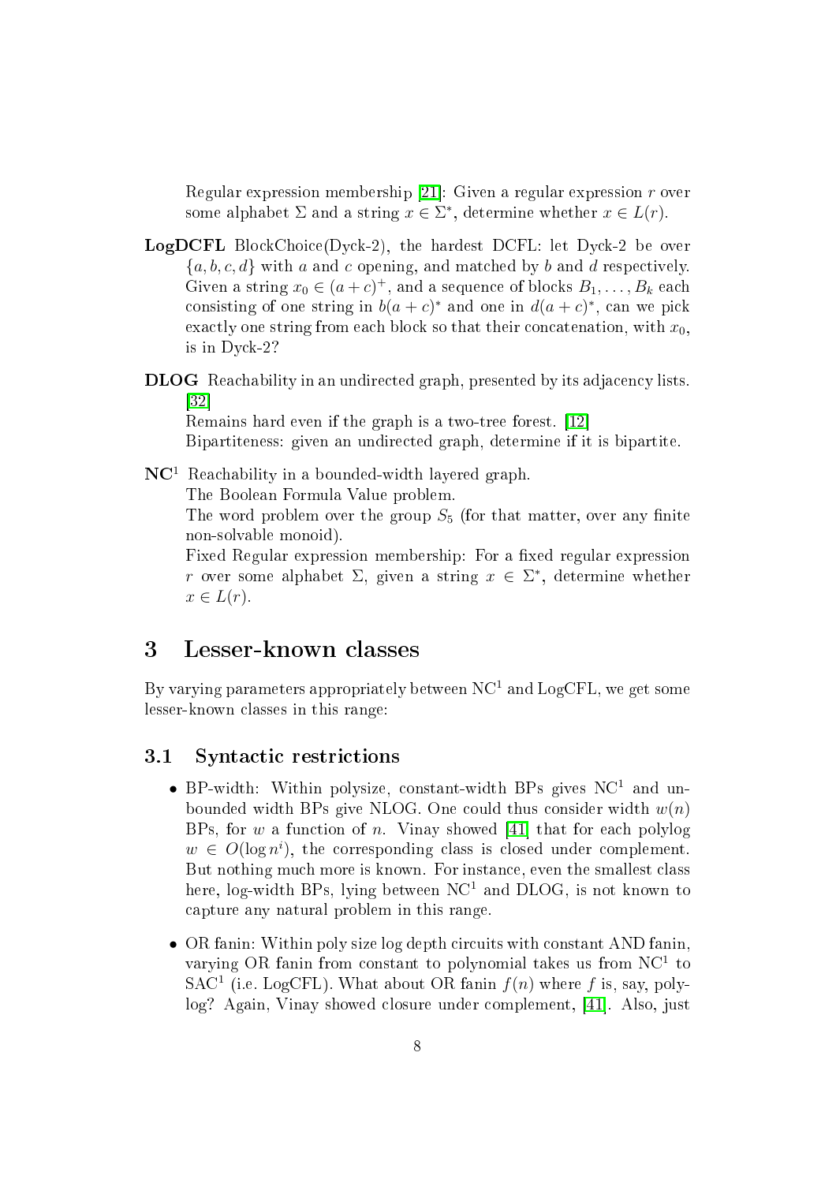Regular expression membership [21]: Given a regular expression $r$ over some alphabet $\Sigma$ and a string $x \in \Sigma^*$, determine whether $x \in L(r)$.

**LogDCFL** BlockChoice(Dyck-2), the hardest DCFL: let Dyck-2 be over $\{a, b, c, d\}$ with $a$ and $c$ opening, and matched by $b$ and $d$ respectively. Given a string $x_0 \in (a+c)^+$, and a sequence of blocks $B_1, \ldots, B_k$ each consisting of one string in $b(a+c)^*$ and one in $d(a+c)^*$, can we pick exactly one string from each block so that their concatenation, with $x_0$, is in Dyck-2?

**DLOG** Reachability in an undirected graph, presented by its adjacency lists. [32]
Remains hard even if the graph is a two-tree forest. [12]
Bipartiteness: given an undirected graph, determine if it is bipartite.

**NC$^1$** Reachability in a bounded-width layered graph.
The Boolean Formula Value problem.
The word problem over the group $S_5$ (for that matter, over any finite non-solvable monoid).
Fixed Regular expression membership: For a fixed regular expression $r$ over some alphabet $\Sigma$, given a string $x \in \Sigma^*$, determine whether $x \in L(r)$.

# 3 Lesser-known classes

By varying parameters appropriately between NC$^1$ and LogCFL, we get some lesser-known classes in this range:

## 3.1 Syntactic restrictions

- BP-width: Within polysize, constant-width BPs gives NC$^1$ and unbounded width BPs give NLOG. One could thus consider width $w(n)$ BPs, for $w$ a function of $n$. Vinay showed [41] that for each polylog $w \in O(\log n^i)$, the corresponding class is closed under complement. But nothing much more is known. For instance, even the smallest class here, log-width BPs, lying between NC$^1$ and DLOG, is not known to capture any natural problem in this range.
- OR fanin: Within poly size log depth circuits with constant AND fanin, varying OR fanin from constant to polynomial takes us from NC$^1$ to SAC$^1$ (i.e. LogCFL). What about OR fanin $f(n)$ where $f$ is, say, polylog? Again, Vinay showed closure under complement, [41]. Also, just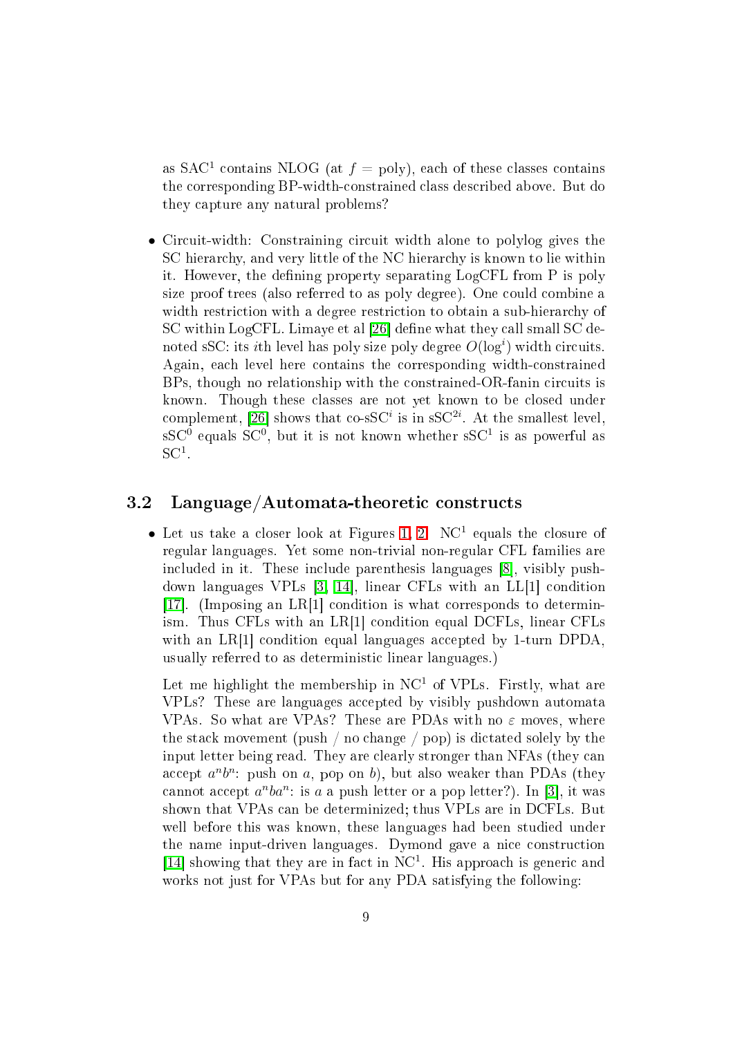as $\mathrm{SAC}^1$ contains NLOG (at $f$ = poly), each of these classes contains the corresponding BP-width-constrained class described above. But do they capture any natural problems?

- Circuit-width: Constraining circuit width alone to polylog gives the SC hierarchy, and very little of the NC hierarchy is known to lie within it. However, the defining property separating LogCFL from P is poly size proof trees (also referred to as poly degree). One could combine a width restriction with a degree restriction to obtain a sub-hierarchy of SC within LogCFL. Limaye et al [26] define what they call small SC denoted sSC: its $i$th level has poly size poly degree $O(\log^i)$ width circuits. Again, each level here contains the corresponding width-constrained BPs, though no relationship with the constrained-OR-fanin circuits is known. Though these classes are not yet known to be closed under complement, [26] shows that co-$\mathrm{sSC}^i$ is in $\mathrm{sSC}^{2i}$. At the smallest level, $\mathrm{sSC}^0$ equals $\mathrm{SC}^0$, but it is not known whether $\mathrm{sSC}^1$ is as powerful as $\mathrm{SC}^1$.

## 3.2 Language/Automata-theoretic constructs

- Let us take a closer look at Figures 1, 2. $\mathrm{NC}^1$ equals the closure of regular languages. Yet some non-trivial non-regular CFL families are included in it. These include parenthesis languages [8], visibly pushdown languages VPLs [3, 14], linear CFLs with an LL[1] condition [17]. (Imposing an LR[1] condition is what corresponds to determinism. Thus CFLs with an LR[1] condition equal DCFLs, linear CFLs with an LR[1] condition equal languages accepted by 1-turn DPDA, usually referred to as deterministic linear languages.)

  Let me highlight the membership in $\mathrm{NC}^1$ of VPLs. Firstly, what are VPLs? These are languages accepted by visibly pushdown automata VPAs. So what are VPAs? These are PDAs with no $\varepsilon$ moves, where the stack movement (push / no change / pop) is dictated solely by the input letter being read. They are clearly stronger than NFAs (they can accept $a^nb^n$: push on $a$, pop on $b$), but also weaker than PDAs (they cannot accept $a^nba^n$: is $a$ a push letter or a pop letter?). In [3], it was shown that VPAs can be determinized; thus VPLs are in DCFLs. But well before this was known, these languages had been studied under the name input-driven languages. Dymond gave a nice construction [14] showing that they are in fact in $\mathrm{NC}^1$. His approach is generic and works not just for VPAs but for any PDA satisfying the following: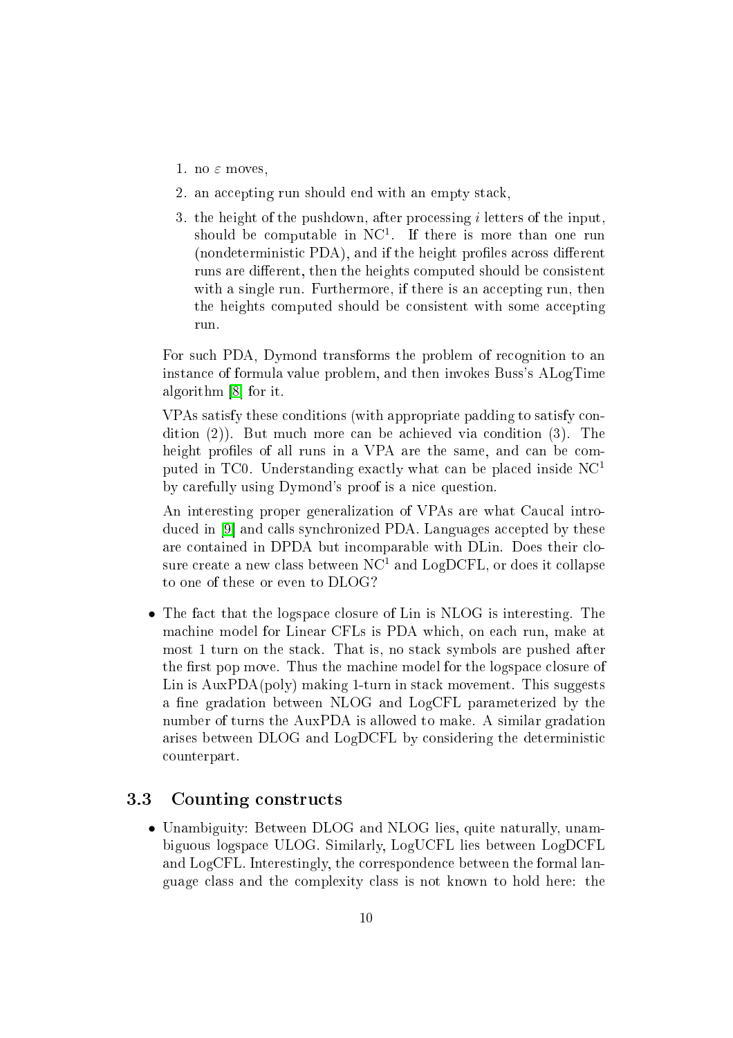1. no $\varepsilon$ moves,
2. an accepting run should end with an empty stack,
3. the height of the pushdown, after processing $i$ letters of the input, should be computable in $\mathrm{NC}^1$. If there is more than one run (nondeterministic PDA), and if the height profiles across different runs are different, then the heights computed should be consistent with a single run. Furthermore, if there is an accepting run, then the heights computed should be consistent with some accepting run.

For such PDA, Dymond transforms the problem of recognition to an instance of formula value problem, and then invokes Buss's ALogTime algorithm [8] for it.

VPAs satisfy these conditions (with appropriate padding to satisfy condition (2)). But much more can be achieved via condition (3). The height profiles of all runs in a VPA are the same, and can be computed in TC0. Understanding exactly what can be placed inside $\mathrm{NC}^1$ by carefully using Dymond's proof is a nice question.

An interesting proper generalization of VPAs are what Caucal introduced in [9] and calls synchronized PDA. Languages accepted by these are contained in DPDA but incomparable with DLin. Does their closure create a new class between $\mathrm{NC}^1$ and LogDCFL, or does it collapse to one of these or even to DLOG?

- The fact that the logspace closure of Lin is NLOG is interesting. The machine model for Linear CFLs is PDA which, on each run, make at most 1 turn on the stack. That is, no stack symbols are pushed after the first pop move. Thus the machine model for the logspace closure of Lin is AuxPDA(poly) making 1-turn in stack movement. This suggests a fine gradation between NLOG and LogCFL parameterized by the number of turns the AuxPDA is allowed to make. A similar gradation arises between DLOG and LogDCFL by considering the deterministic counterpart.

### 3.3 Counting constructs

- Unambiguity: Between DLOG and NLOG lies, quite naturally, unambiguous logspace ULOG. Similarly, LogUCFL lies between LogDCFL and LogCFL. Interestingly, the correspondence between the formal language class and the complexity class is not known to hold here: the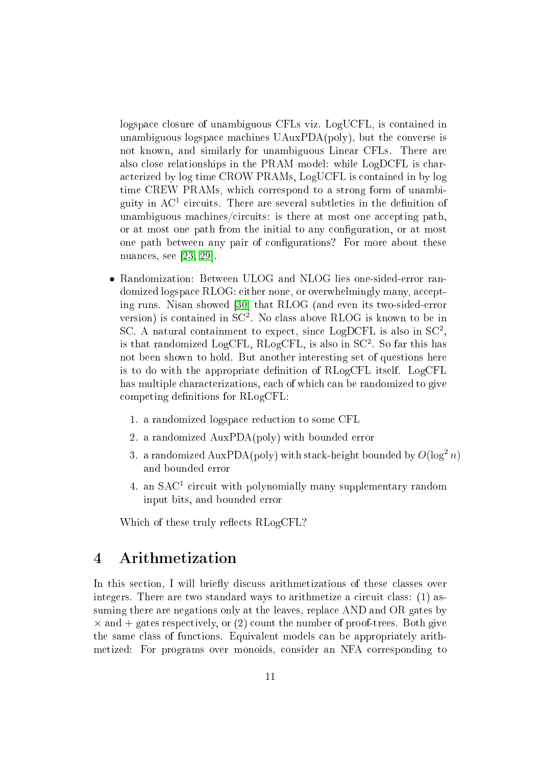logspace closure of unambiguous CFLs viz. LogUCFL, is contained in unambiguous logspace machines UAuxPDA(poly), but the converse is not known, and similarly for unambiguous Linear CFLs. There are also close relationships in the PRAM model: while LogDCFL is characterized by log time CROW PRAMs, LogUCFL is contained in by log time CREW PRAMs, which correspond to a strong form of unambiguity in $\mathrm{AC}^1$ circuits. There are several subtleties in the definition of unambiguous machines/circuits: is there at most one accepting path, or at most one path from the initial to any configuration, or at most one path between any pair of configurations? For more about these nuances, see [23, 29].

- Randomization: Between ULOG and NLOG lies one-sided-error randomized logspace RLOG: either none, or overwhelmingly many, accepting runs. Nisan showed [30] that RLOG (and even its two-sided-error version) is contained in $\mathrm{SC}^2$. No class above RLOG is known to be in SC. A natural containment to expect, since LogDCFL is also in $\mathrm{SC}^2$, is that randomized LogCFL, RLogCFL, is also in $\mathrm{SC}^2$. So far this has not been shown to hold. But another interesting set of questions here is to do with the appropriate definition of RLogCFL itself. LogCFL has multiple characterizations, each of which can be randomized to give competing definitions for RLogCFL:

  1. a randomized logspace reduction to some CFL
  2. a randomized AuxPDA(poly) with bounded error
  3. a randomized AuxPDA(poly) with stack-height bounded by $O(\log^2 n)$ and bounded error
  4. an $\mathrm{SAC}^1$ circuit with polynomially many supplementary random input bits, and bounded error

  Which of these truly reflects RLogCFL?

# 4 Arithmetization

In this section, I will briefly discuss arithmetizations of these classes over integers. There are two standard ways to arithmetize a circuit class: (1) assuming there are negations only at the leaves, replace AND and OR gates by $\times$ and $+$ gates respectively, or (2) count the number of proof-trees. Both give the same class of functions. Equivalent models can be appropriately arithmetized: For programs over monoids, consider an NFA corresponding to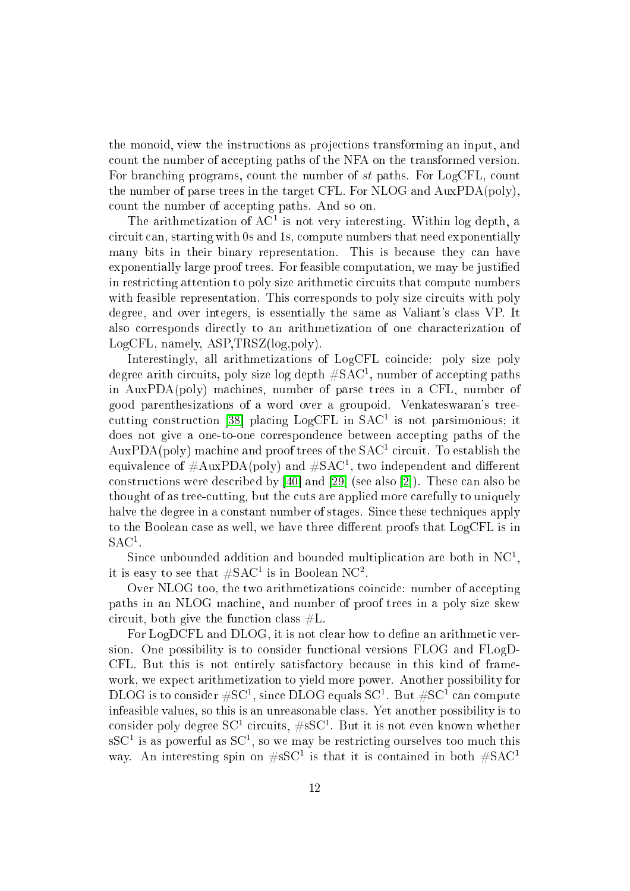the monoid, view the instructions as projections transforming an input, and count the number of accepting paths of the NFA on the transformed version. For branching programs, count the number of *st* paths. For LogCFL, count the number of parse trees in the target CFL. For NLOG and AuxPDA(poly), count the number of accepting paths. And so on.

The arithmetization of $AC^1$ is not very interesting. Within log depth, a circuit can, starting with 0s and 1s, compute numbers that need exponentially many bits in their binary representation. This is because they can have exponentially large proof trees. For feasible computation, we may be justified in restricting attention to poly size arithmetic circuits that compute numbers with feasible representation. This corresponds to poly size circuits with poly degree, and over integers, is essentially the same as Valiant's class VP. It also corresponds directly to an arithmetization of one characterization of LogCFL, namely, ASP,TRSZ(log,poly).

Interestingly, all arithmetizations of LogCFL coincide: poly size poly degree arith circuits, poly size log depth $\#SAC^1$, number of accepting paths in AuxPDA(poly) machines, number of parse trees in a CFL, number of good parenthesizations of a word over a groupoid. Venkateswaran's tree-cutting construction [38] placing LogCFL in $SAC^1$ is not parsimonious; it does not give a one-to-one correspondence between accepting paths of the AuxPDA(poly) machine and proof trees of the $SAC^1$ circuit. To establish the equivalence of #AuxPDA(poly) and $\#SAC^1$, two independent and different constructions were described by [40] and [29] (see also [2]). These can also be thought of as tree-cutting, but the cuts are applied more carefully to uniquely halve the degree in a constant number of stages. Since these techniques apply to the Boolean case as well, we have three different proofs that LogCFL is in $SAC^1$.

Since unbounded addition and bounded multiplication are both in $NC^1$, it is easy to see that $\#SAC^1$ is in Boolean $NC^2$.

Over NLOG too, the two arithmetizations coincide: number of accepting paths in an NLOG machine, and number of proof trees in a poly size skew circuit, both give the function class #L.

For LogDCFL and DLOG, it is not clear how to define an arithmetic version. One possibility is to consider functional versions FLOG and FLogDCFL. But this is not entirely satisfactory because in this kind of framework, we expect arithmetization to yield more power. Another possibility for DLOG is to consider $\#SC^1$, since DLOG equals $SC^1$. But $\#SC^1$ can compute infeasible values, so this is an unreasonable class. Yet another possibility is to consider poly degree $SC^1$ circuits, $\#sSC^1$. But it is not even known whether $sSC^1$ is as powerful as $SC^1$, so we may be restricting ourselves too much this way. An interesting spin on $\#sSC^1$ is that it is contained in both $\#SAC^1$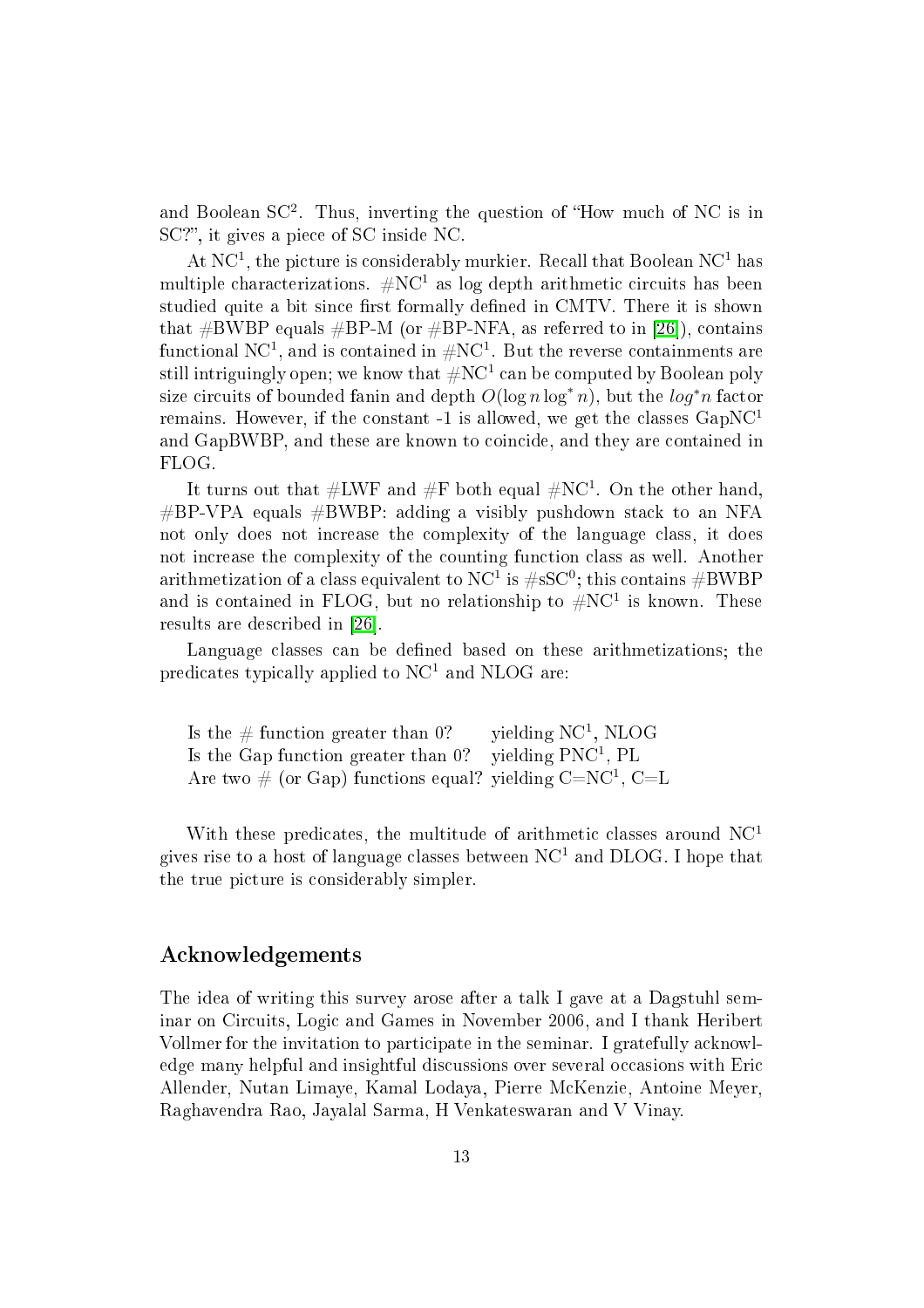and Boolean $\mathrm{SC}^2$. Thus, inverting the question of "How much of NC is in SC?", it gives a piece of SC inside NC.

At $\mathrm{NC}^1$, the picture is considerably murkier. Recall that Boolean $\mathrm{NC}^1$ has multiple characterizations. $\#\mathrm{NC}^1$ as log depth arithmetic circuits has been studied quite a bit since first formally defined in CMTV. There it is shown that #BWBP equals #BP-M (or #BP-NFA, as referred to in [26]), contains functional $\mathrm{NC}^1$, and is contained in $\#\mathrm{NC}^1$. But the reverse containments are still intriguingly open; we know that $\#\mathrm{NC}^1$ can be computed by Boolean poly size circuits of bounded fanin and depth $O(\log n \log^* n)$, but the $log^* n$ factor remains. However, if the constant -1 is allowed, we get the classes $\mathrm{GapNC}^1$ and GapBWBP, and these are known to coincide, and they are contained in FLOG.

It turns out that #LWF and #F both equal $\#\mathrm{NC}^1$. On the other hand, #BP-VPA equals #BWBP: adding a visibly pushdown stack to an NFA not only does not increase the complexity of the language class, it does not increase the complexity of the counting function class as well. Another arithmetization of a class equivalent to $\mathrm{NC}^1$ is $\#\mathrm{sSC}^0$; this contains #BWBP and is contained in FLOG, but no relationship to $\#\mathrm{NC}^1$ is known. These results are described in [26].

Language classes can be defined based on these arithmetizations; the predicates typically applied to $\mathrm{NC}^1$ and NLOG are:

| | |
|---|---|
| Is the # function greater than 0? | yielding $\mathrm{NC}^1$, NLOG |
| Is the Gap function greater than 0? | yielding $\mathrm{PNC}^1$, PL |
| Are two # (or Gap) functions equal? | yielding $\mathrm{C{=}NC}^1$, C=L |

With these predicates, the multitude of arithmetic classes around $\mathrm{NC}^1$ gives rise to a host of language classes between $\mathrm{NC}^1$ and DLOG. I hope that the true picture is considerably simpler.

## Acknowledgements

The idea of writing this survey arose after a talk I gave at a Dagstuhl seminar on Circuits, Logic and Games in November 2006, and I thank Heribert Vollmer for the invitation to participate in the seminar. I gratefully acknowledge many helpful and insightful discussions over several occasions with Eric Allender, Nutan Limaye, Kamal Lodaya, Pierre McKenzie, Antoine Meyer, Raghavendra Rao, Jayalal Sarma, H Venkateswaran and V Vinay.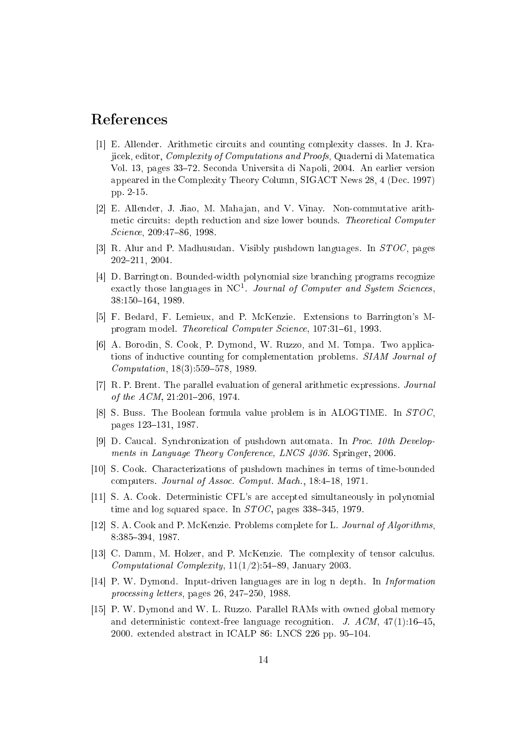# References

[1] E. Allender. Arithmetic circuits and counting complexity classes. In J. Krajicek, editor, *Complexity of Computations and Proofs*, Quaderni di Matematica Vol. 13, pages 33–72. Seconda Universita di Napoli, 2004. An earlier version appeared in the Complexity Theory Column, SIGACT News 28, 4 (Dec. 1997) pp. 2-15.

[2] E. Allender, J. Jiao, M. Mahajan, and V. Vinay. Non-commutative arithmetic circuits: depth reduction and size lower bounds. *Theoretical Computer Science*, 209:47–86, 1998.

[3] R. Alur and P. Madhusudan. Visibly pushdown languages. In *STOC*, pages 202–211, 2004.

[4] D. Barrington. Bounded-width polynomial size branching programs recognize exactly those languages in $NC^1$. *Journal of Computer and System Sciences*, 38:150–164, 1989.

[5] F. Bedard, F. Lemieux, and P. McKenzie. Extensions to Barrington's M-program model. *Theoretical Computer Science*, 107:31–61, 1993.

[6] A. Borodin, S. Cook, P. Dymond, W. Ruzzo, and M. Tompa. Two applications of inductive counting for complementation problems. *SIAM Journal of Computation*, 18(3):559–578, 1989.

[7] R. P. Brent. The parallel evaluation of general arithmetic expressions. *Journal of the ACM*, 21:201–206, 1974.

[8] S. Buss. The Boolean formula value problem is in ALOGTIME. In *STOC*, pages 123–131, 1987.

[9] D. Caucal. Synchronization of pushdown automata. In *Proc. 10th Developments in Language Theory Conference, LNCS 4036*. Springer, 2006.

[10] S. Cook. Characterizations of pushdown machines in terms of time-bounded computers. *Journal of Assoc. Comput. Mach.*, 18:4–18, 1971.

[11] S. A. Cook. Deterministic CFL's are accepted simultaneously in polynomial time and log squared space. In *STOC*, pages 338–345, 1979.

[12] S. A. Cook and P. McKenzie. Problems complete for L. *Journal of Algorithms*, 8:385–394, 1987.

[13] C. Damm, M. Holzer, and P. McKenzie. The complexity of tensor calculus. *Computational Complexity*, 11(1/2):54–89, January 2003.

[14] P. W. Dymond. Input-driven languages are in log n depth. In *Information processing letters*, pages 26, 247–250, 1988.

[15] P. W. Dymond and W. L. Ruzzo. Parallel RAMs with owned global memory and deterministic context-free language recognition. *J. ACM*, 47(1):16–45, 2000. extended abstract in ICALP 86: LNCS 226 pp. 95–104.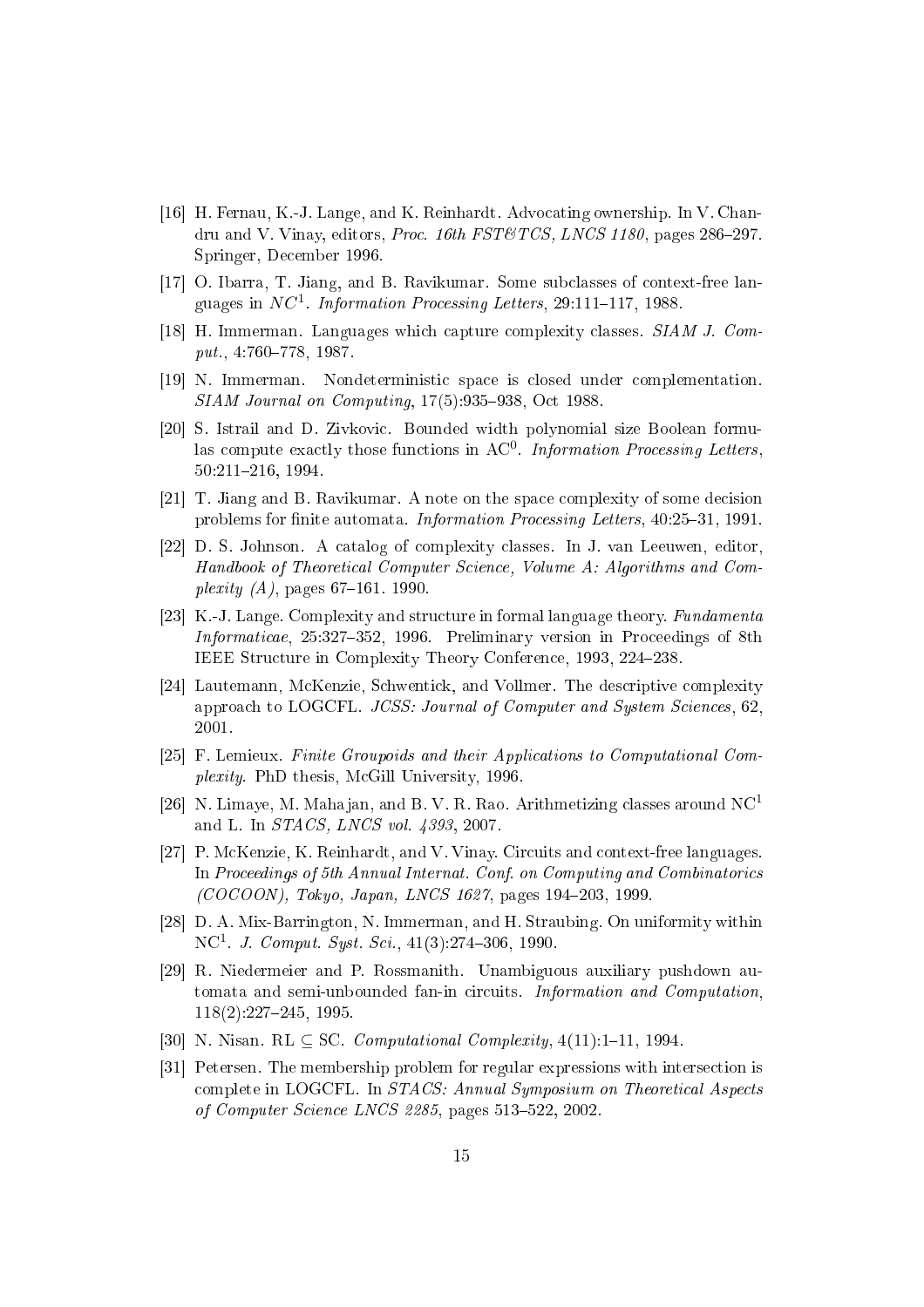[16] H. Fernau, K.-J. Lange, and K. Reinhardt. Advocating ownership. In V. Chandru and V. Vinay, editors, *Proc. 16th FST&TCS, LNCS 1180*, pages 286–297. Springer, December 1996.

[17] O. Ibarra, T. Jiang, and B. Ravikumar. Some subclasses of context-free languages in $NC^1$. *Information Processing Letters*, 29:111–117, 1988.

[18] H. Immerman. Languages which capture complexity classes. *SIAM J. Comput.*, 4:760–778, 1987.

[19] N. Immerman. Nondeterministic space is closed under complementation. *SIAM Journal on Computing*, 17(5):935–938, Oct 1988.

[20] S. Istrail and D. Zivkovic. Bounded width polynomial size Boolean formulas compute exactly those functions in $\mathrm{AC}^0$. *Information Processing Letters*, 50:211–216, 1994.

[21] T. Jiang and B. Ravikumar. A note on the space complexity of some decision problems for finite automata. *Information Processing Letters*, 40:25–31, 1991.

[22] D. S. Johnson. A catalog of complexity classes. In J. van Leeuwen, editor, *Handbook of Theoretical Computer Science, Volume A: Algorithms and Complexity (A)*, pages 67–161. 1990.

[23] K.-J. Lange. Complexity and structure in formal language theory. *Fundamenta Informaticae*, 25:327–352, 1996. Preliminary version in Proceedings of 8th IEEE Structure in Complexity Theory Conference, 1993, 224–238.

[24] Lautemann, McKenzie, Schwentick, and Vollmer. The descriptive complexity approach to LOGCFL. *JCSS: Journal of Computer and System Sciences*, 62, 2001.

[25] F. Lemieux. *Finite Groupoids and their Applications to Computational Complexity*. PhD thesis, McGill University, 1996.

[26] N. Limaye, M. Mahajan, and B. V. R. Rao. Arithmetizing classes around $\mathrm{NC}^1$ and L. In *STACS, LNCS vol. 4393*, 2007.

[27] P. McKenzie, K. Reinhardt, and V. Vinay. Circuits and context-free languages. In *Proceedings of 5th Annual Internat. Conf. on Computing and Combinatorics (COCOON), Tokyo, Japan, LNCS 1627*, pages 194–203, 1999.

[28] D. A. Mix-Barrington, N. Immerman, and H. Straubing. On uniformity within $\mathrm{NC}^1$. *J. Comput. Syst. Sci.*, 41(3):274–306, 1990.

[29] R. Niedermeier and P. Rossmanith. Unambiguous auxiliary pushdown automata and semi-unbounded fan-in circuits. *Information and Computation*, 118(2):227–245, 1995.

[30] N. Nisan. $\mathrm{RL} \subseteq \mathrm{SC}$. *Computational Complexity*, 4(11):1–11, 1994.

[31] Petersen. The membership problem for regular expressions with intersection is complete in LOGCFL. In *STACS: Annual Symposium on Theoretical Aspects of Computer Science LNCS 2285*, pages 513–522, 2002.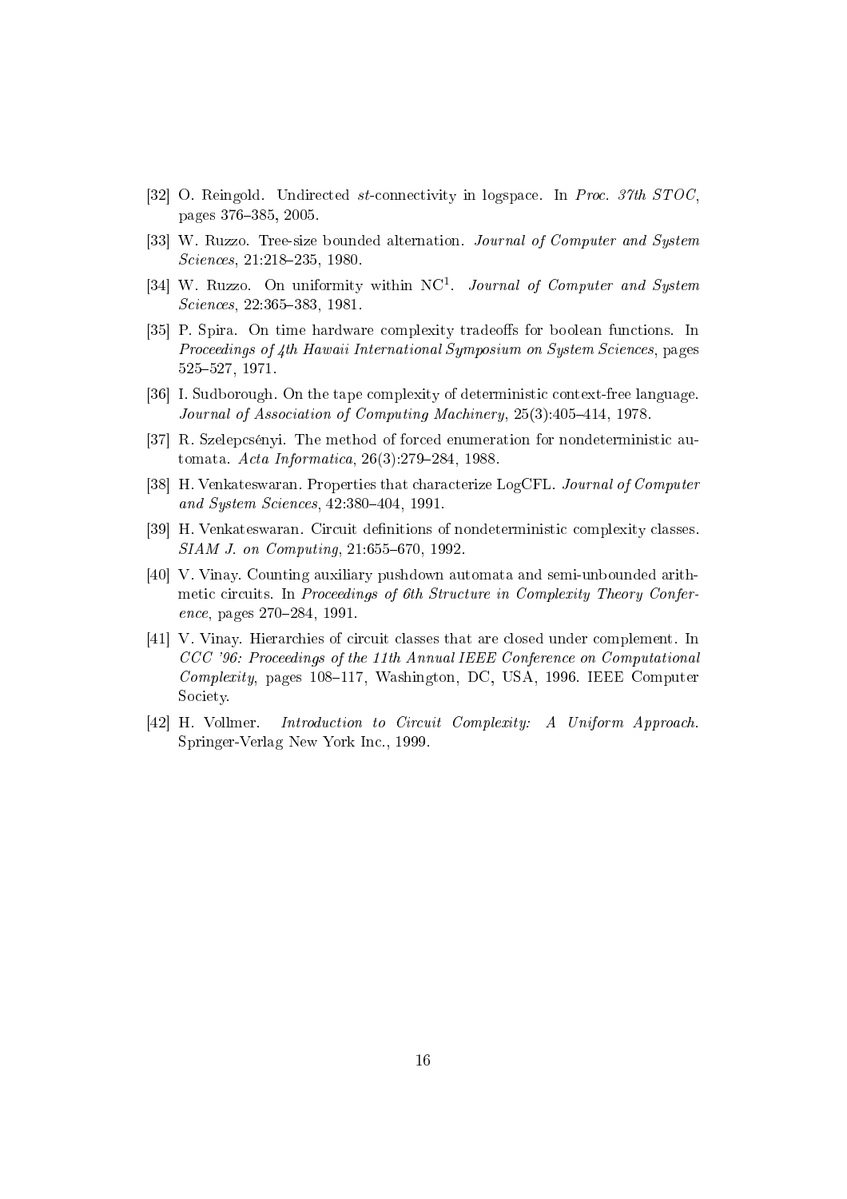[32] O. Reingold. Undirected *st*-connectivity in logspace. In *Proc. 37th STOC*, pages 376–385, 2005.

[33] W. Ruzzo. Tree-size bounded alternation. *Journal of Computer and System Sciences*, 21:218–235, 1980.

[34] W. Ruzzo. On uniformity within $\mathrm{NC}^1$. *Journal of Computer and System Sciences*, 22:365–383, 1981.

[35] P. Spira. On time hardware complexity tradeoffs for boolean functions. In *Proceedings of 4th Hawaii International Symposium on System Sciences*, pages 525–527, 1971.

[36] I. Sudborough. On the tape complexity of deterministic context-free language. *Journal of Association of Computing Machinery*, 25(3):405–414, 1978.

[37] R. Szelepcsényi. The method of forced enumeration for nondeterministic automata. *Acta Informatica*, 26(3):279–284, 1988.

[38] H. Venkateswaran. Properties that characterize LogCFL. *Journal of Computer and System Sciences*, 42:380–404, 1991.

[39] H. Venkateswaran. Circuit definitions of nondeterministic complexity classes. *SIAM J. on Computing*, 21:655–670, 1992.

[40] V. Vinay. Counting auxiliary pushdown automata and semi-unbounded arithmetic circuits. In *Proceedings of 6th Structure in Complexity Theory Conference*, pages 270–284, 1991.

[41] V. Vinay. Hierarchies of circuit classes that are closed under complement. In *CCC '96: Proceedings of the 11th Annual IEEE Conference on Computational Complexity*, pages 108–117, Washington, DC, USA, 1996. IEEE Computer Society.

[42] H. Vollmer. *Introduction to Circuit Complexity: A Uniform Approach*. Springer-Verlag New York Inc., 1999.